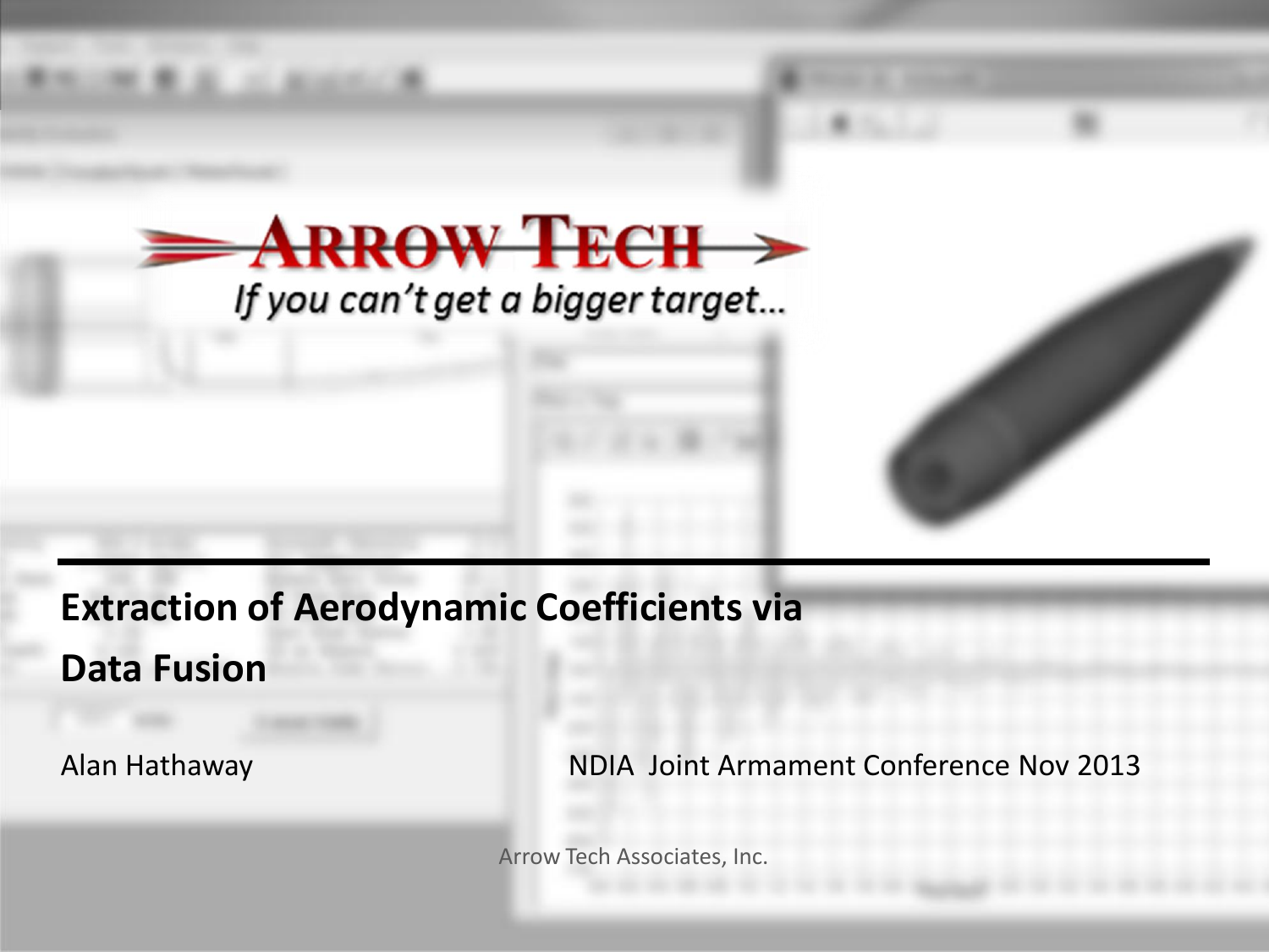ARROW TECH

*If you can't get a bigger target...*

# Extraction of Aerodynamic Coefficients via Data Fusion

Alan Hathaway

NDIA Joint Armament Conference Nov 2013

Arrow Tech Associates, Inc.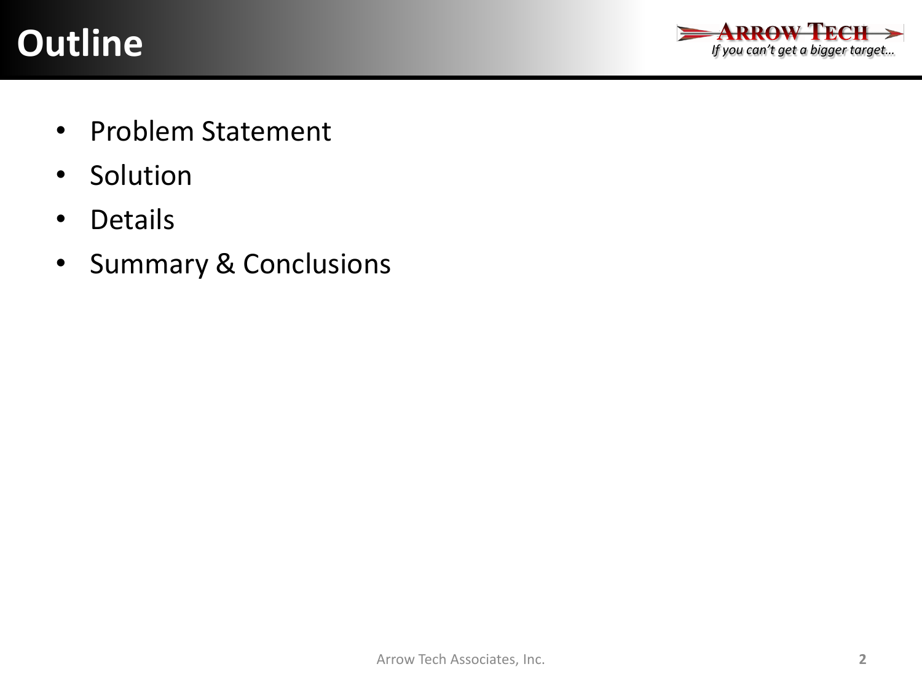# Outline

- Problem Statement
- Solution
- Details
- Summary & Conclusions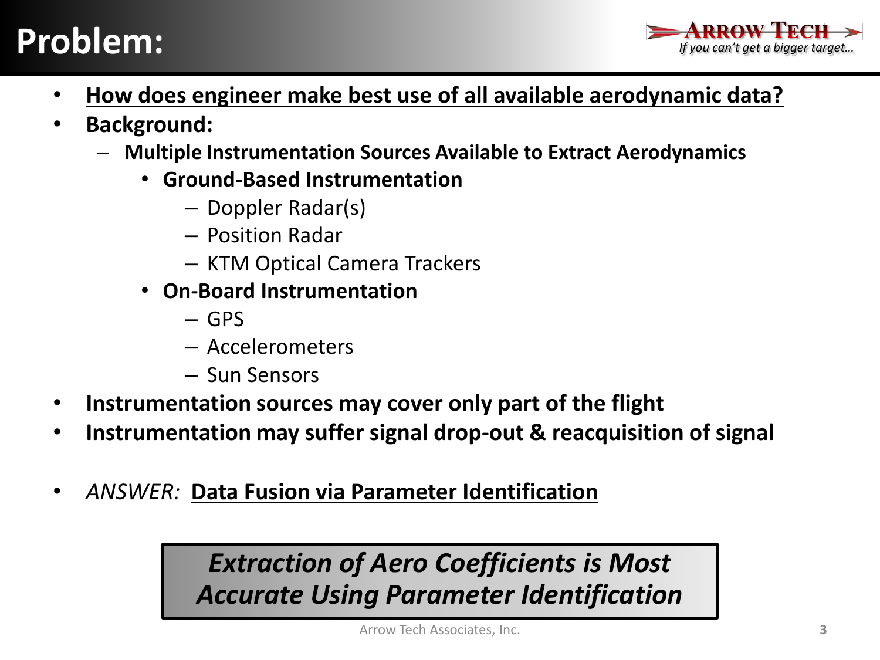# Problem:

- **How does engineer make best use of all available aerodynamic data?**
- **Background:**
  - **Multiple Instrumentation Sources Available to Extract Aerodynamics**
    - **Ground-Based Instrumentation**
      - Doppler Radar(s)
      - Position Radar
      - KTM Optical Camera Trackers
    - **On-Board Instrumentation**
      - GPS
      - Accelerometers
      - Sun Sensors
- **Instrumentation sources may cover only part of the flight**
- **Instrumentation may suffer signal drop-out & reacquisition of signal**

- *ANSWER:* **Data Fusion via Parameter Identification**

***Extraction of Aero Coefficients is Most Accurate Using Parameter Identification***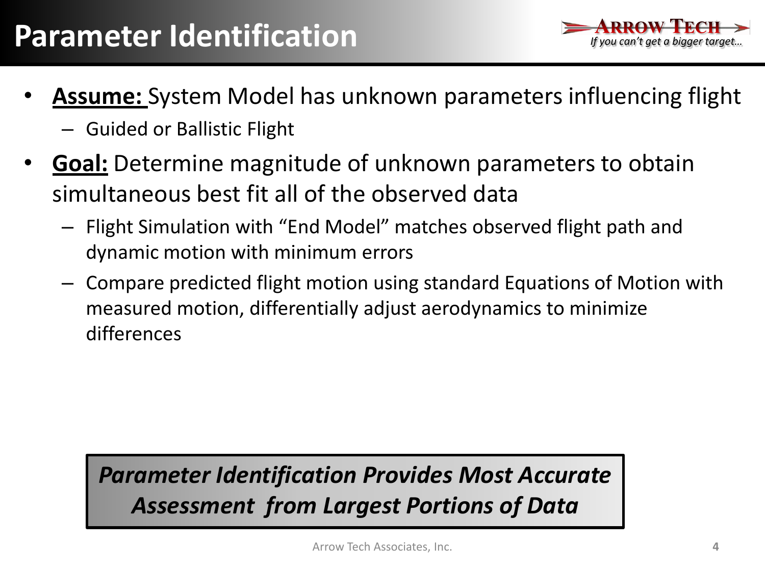# Parameter Identification

- **Assume:** System Model has unknown parameters influencing flight
  - Guided or Ballistic Flight
- **Goal:** Determine magnitude of unknown parameters to obtain simultaneous best fit all of the observed data
  - Flight Simulation with "End Model" matches observed flight path and dynamic motion with minimum errors
  - Compare predicted flight motion using standard Equations of Motion with measured motion, differentially adjust aerodynamics to minimize differences

***Parameter Identification Provides Most Accurate Assessment from Largest Portions of Data***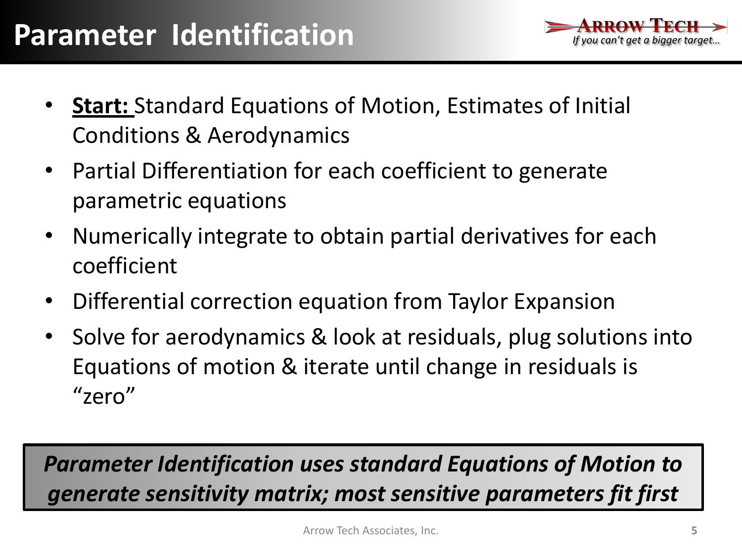# Parameter Identification

- **Start:** Standard Equations of Motion, Estimates of Initial Conditions & Aerodynamics
- Partial Differentiation for each coefficient to generate parametric equations
- Numerically integrate to obtain partial derivatives for each coefficient
- Differential correction equation from Taylor Expansion
- Solve for aerodynamics & look at residuals, plug solutions into Equations of motion & iterate until change in residuals is "zero"

***Parameter Identification uses standard Equations of Motion to generate sensitivity matrix; most sensitive parameters fit first***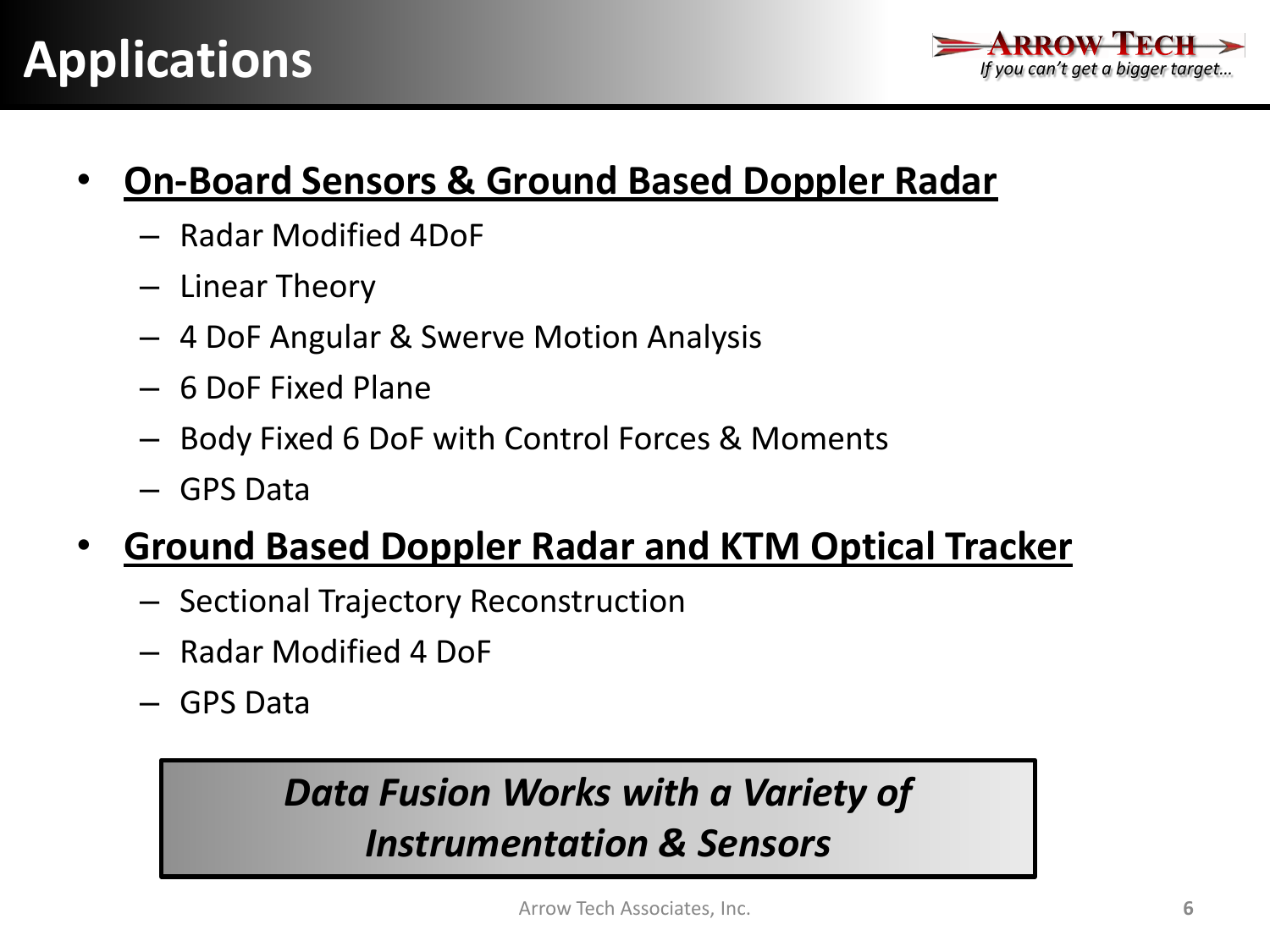# Applications

- **On-Board Sensors & Ground Based Doppler Radar**
  - Radar Modified 4DoF
  - Linear Theory
  - 4 DoF Angular & Swerve Motion Analysis
  - 6 DoF Fixed Plane
  - Body Fixed 6 DoF with Control Forces & Moments
  - GPS Data
- **Ground Based Doppler Radar and KTM Optical Tracker**
  - Sectional Trajectory Reconstruction
  - Radar Modified 4 DoF
  - GPS Data

***Data Fusion Works with a Variety of Instrumentation & Sensors***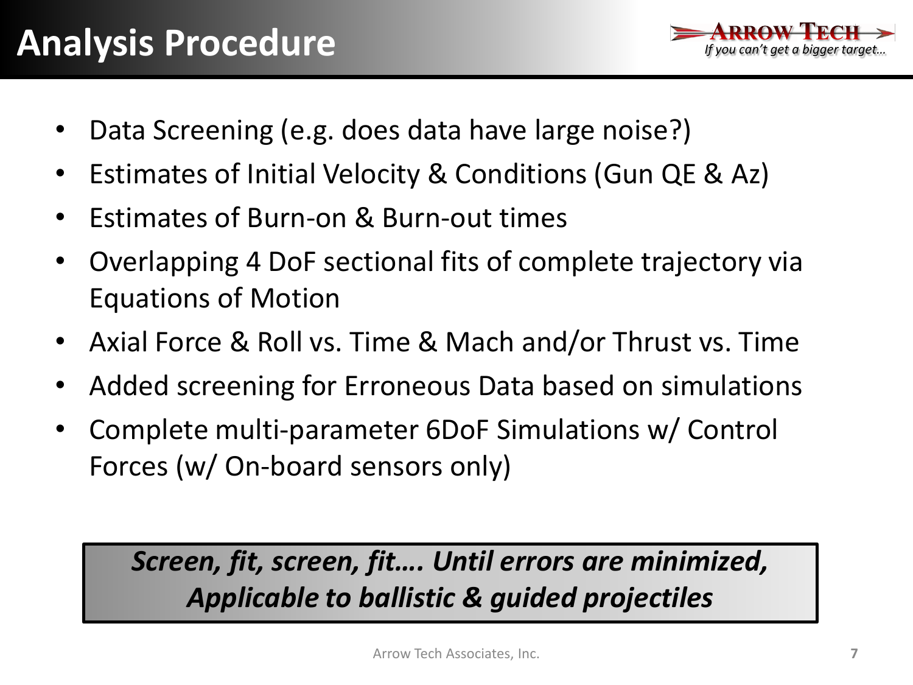# Analysis Procedure

- Data Screening (e.g. does data have large noise?)
- Estimates of Initial Velocity & Conditions (Gun QE & Az)
- Estimates of Burn-on & Burn-out times
- Overlapping 4 DoF sectional fits of complete trajectory via Equations of Motion
- Axial Force & Roll vs. Time & Mach and/or Thrust vs. Time
- Added screening for Erroneous Data based on simulations
- Complete multi-parameter 6DoF Simulations w/ Control Forces (w/ On-board sensors only)

***Screen, fit, screen, fit…. Until errors are minimized,***
***Applicable to ballistic & guided projectiles***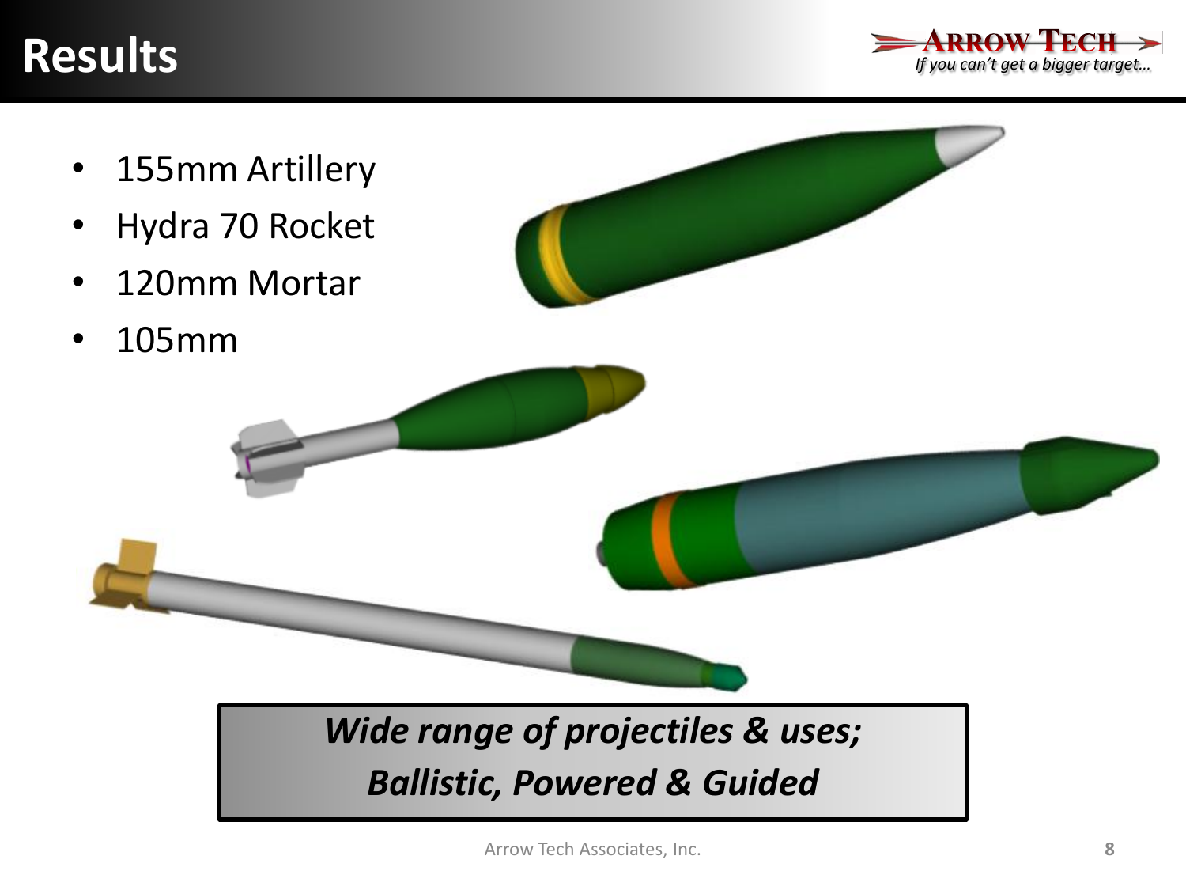# Results

- 155mm Artillery
- Hydra 70 Rocket
- 120mm Mortar
- 105mm

***Wide range of projectiles & uses;***
***Ballistic, Powered & Guided***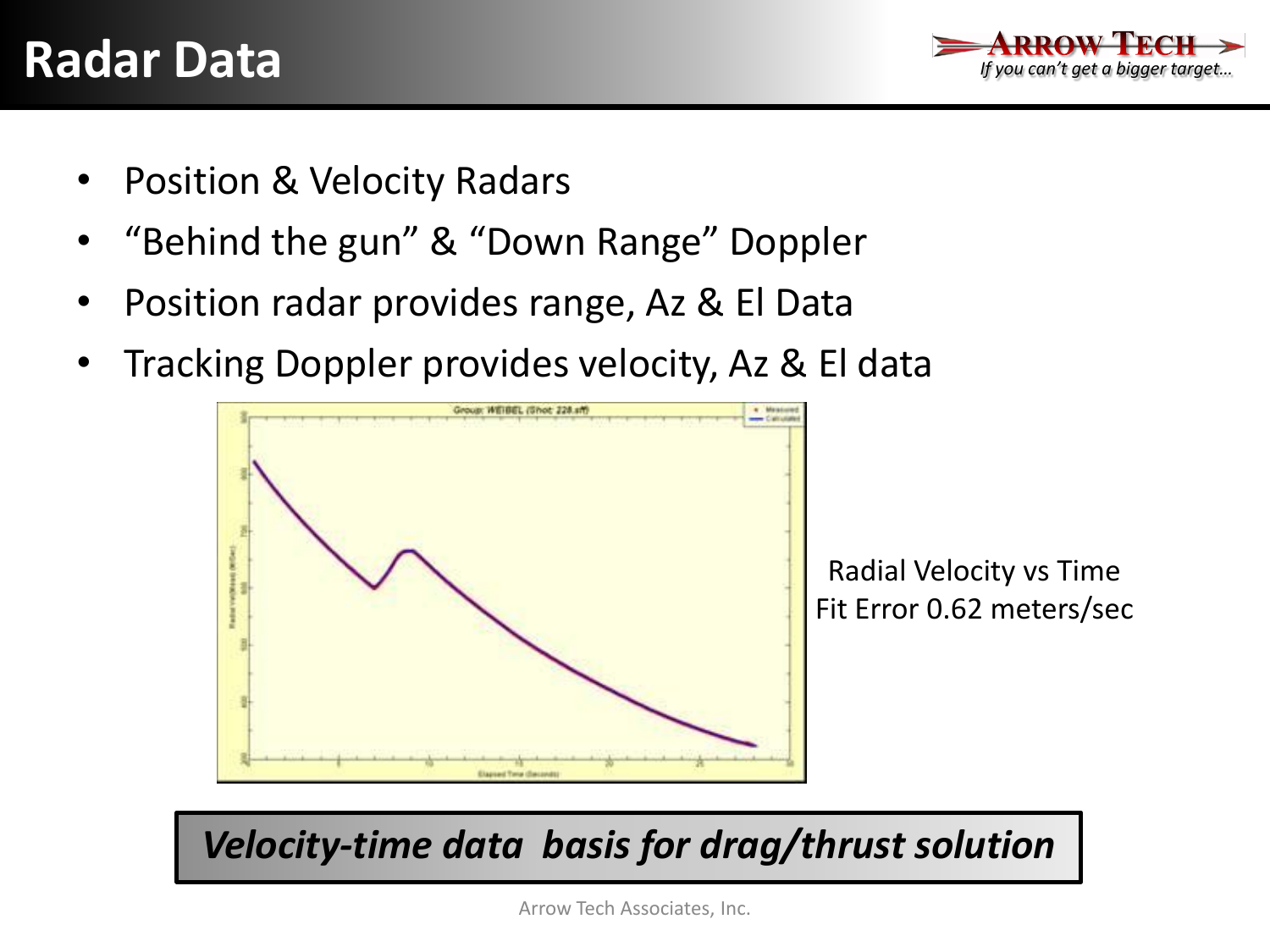# Radar Data

- Position & Velocity Radars
- “Behind the gun” & “Down Range” Doppler
- Position radar provides range, Az & El Data
- Tracking Doppler provides velocity, Az & El data

Radial Velocity vs Time
Fit Error 0.62 meters/sec

***Velocity-time data basis for drag/thrust solution***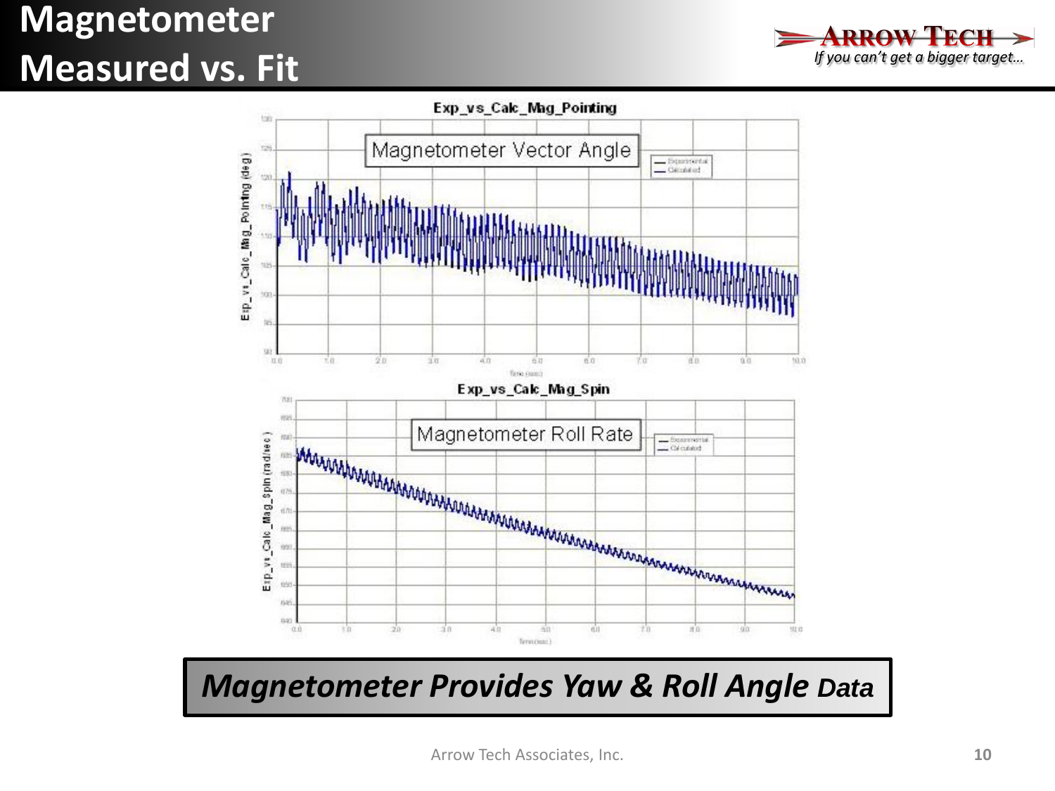# Magnetometer Measured vs. Fit

**Exp_vs_Calc_Mag_Pointing**

Magnetometer Vector Angle

**Exp_vs_Calc_Mag_Spin**

Magnetometer Roll Rate

***Magnetometer Provides Yaw & Roll Angle Data***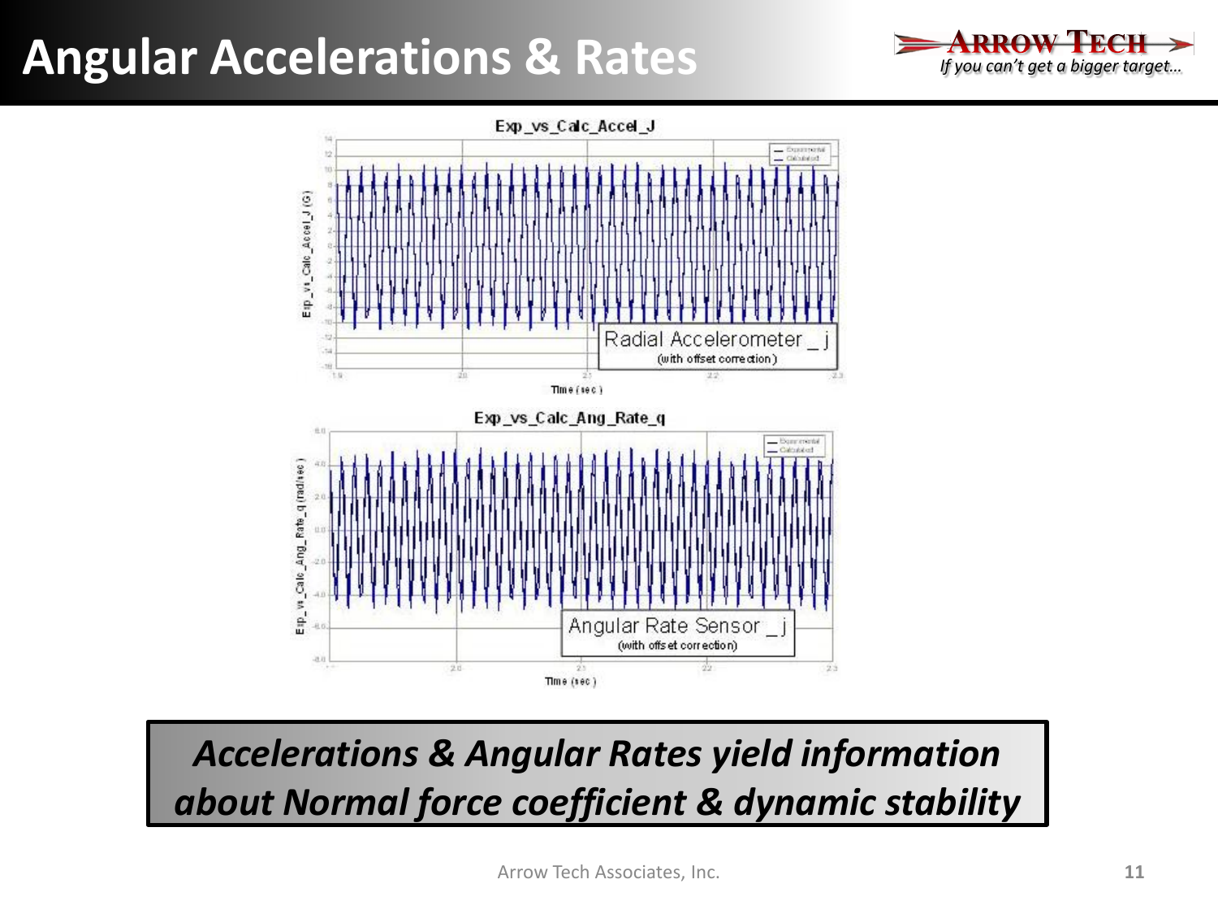# Angular Accelerations & Rates

**Exp_vs_Calc_Accel_J**

Radial Accelerometer _ j
(with offset correction)

Time (sec)

**Exp_vs_Calc_Ang_Rate_q**

Angular Rate Sensor _ j
(with offset correction)

Time (sec)

***Accelerations & Angular Rates yield information about Normal force coefficient & dynamic stability***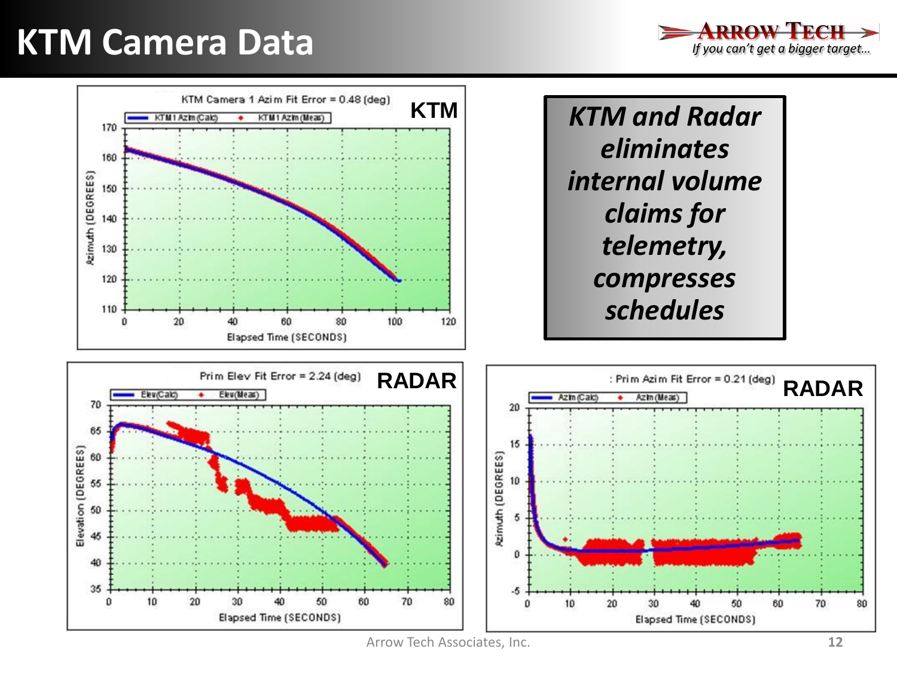# KTM Camera Data

KTM Camera 1 Azim Fit Error = 0.48 (deg)

**KTM**

KTM1 Azm(Calc) KTM1 Azm(Meas)

Azimuth (DEGREES)

Elapsed Time (SECONDS)

***KTM and Radar eliminates internal volume claims for telemetry, compresses schedules***

Prim Elev Fit Error = 2.24 (deg)

**RADAR**

Elev(Calc) Elev(Meas)

Elevation (DEGREES)

Elapsed Time (SECONDS)

: Prim Azim Fit Error = 0.21 (deg)

**RADAR**

Azm(Calc) Azm(Meas)

Azimuth (DEGREES)

Elapsed Time (SECONDS)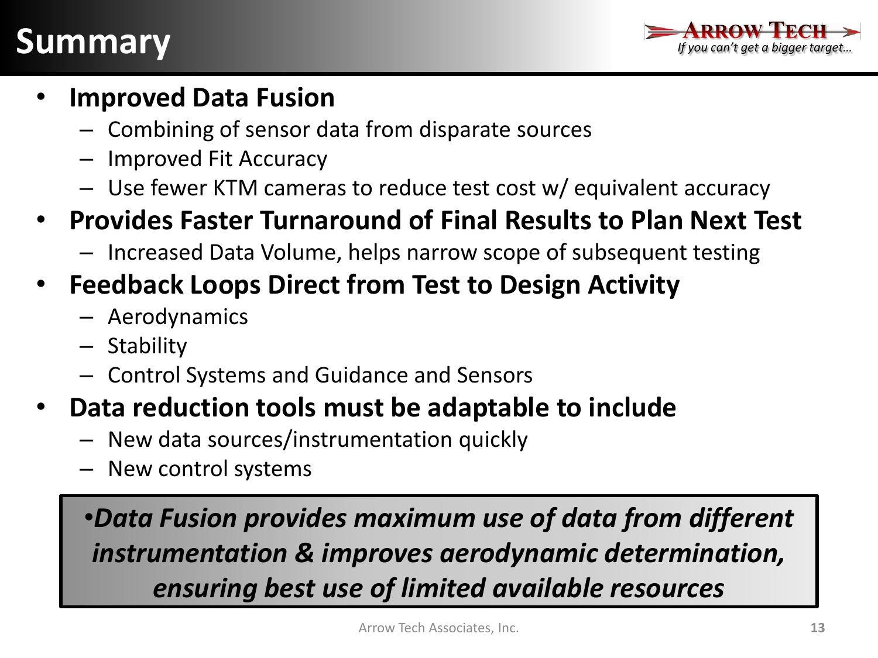# Summary

- **Improved Data Fusion**
  - Combining of sensor data from disparate sources
  - Improved Fit Accuracy
  - Use fewer KTM cameras to reduce test cost w/ equivalent accuracy
- **Provides Faster Turnaround of Final Results to Plan Next Test**
  - Increased Data Volume, helps narrow scope of subsequent testing
- **Feedback Loops Direct from Test to Design Activity**
  - Aerodynamics
  - Stability
  - Control Systems and Guidance and Sensors
- **Data reduction tools must be adaptable to include**
  - New data sources/instrumentation quickly
  - New control systems

> •***Data Fusion provides maximum use of data from different instrumentation & improves aerodynamic determination, ensuring best use of limited available resources***